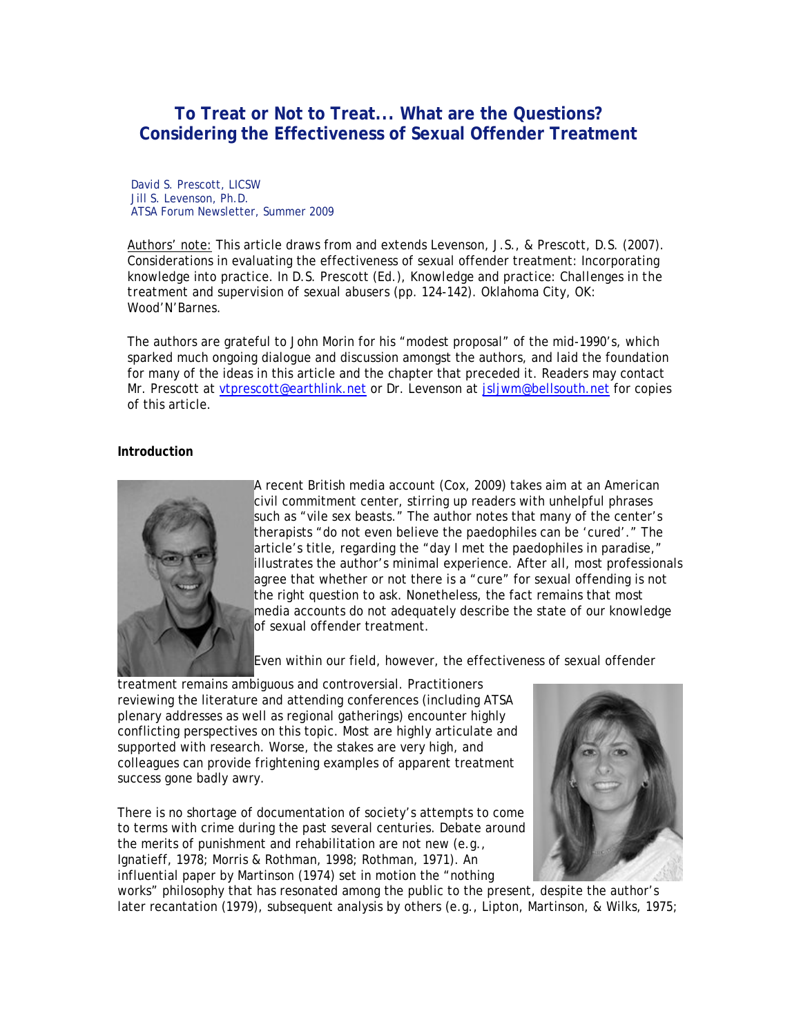# To Treat or Not to Treat... What are the Questions?
# Considering the Effectiveness of Sexual Offender Treatment

David S. Prescott, LICSW
Jill S. Levenson, Ph.D.
ATSA Forum Newsletter, Summer 2009

Authors' note: This article draws from and extends Levenson, J.S., & Prescott, D.S. (2007). Considerations in evaluating the effectiveness of sexual offender treatment: Incorporating knowledge into practice. In D.S. Prescott (Ed.), *Knowledge and practice: Challenges in the treatment and supervision of sexual abusers* (pp. 124-142). Oklahoma City, OK: Wood'N'Barnes.

The authors are grateful to John Morin for his "modest proposal" of the mid-1990's, which sparked much ongoing dialogue and discussion amongst the authors, and laid the foundation for many of the ideas in this article and the chapter that preceded it. Readers may contact Mr. Prescott at vtprescott@earthlink.net or Dr. Levenson at jsljwm@bellsouth.net for copies of this article.

**Introduction**

A recent British media account (Cox, 2009) takes aim at an American civil commitment center, stirring up readers with unhelpful phrases such as "vile sex beasts." The author notes that many of the center's therapists "do not even believe the paedophiles can be 'cured'." The article's title, regarding the "day I met the paedophiles in paradise," illustrates the author's minimal experience. After all, most professionals agree that whether or not there is a "cure" for sexual offending is not the right question to ask. Nonetheless, the fact remains that most media accounts do not adequately describe the state of our knowledge of sexual offender treatment.

Even within our field, however, the effectiveness of sexual offender treatment remains ambiguous and controversial. Practitioners reviewing the literature and attending conferences (including ATSA plenary addresses as well as regional gatherings) encounter highly conflicting perspectives on this topic. Most are highly articulate and supported with research. Worse, the stakes are very high, and colleagues can provide frightening examples of apparent treatment success gone badly awry.

There is no shortage of documentation of society's attempts to come to terms with crime during the past several centuries. Debate around the merits of punishment and rehabilitation are not new (e.g., Ignatieff, 1978; Morris & Rothman, 1998; Rothman, 1971). An influential paper by Martinson (1974) set in motion the "nothing works" philosophy that has resonated among the public to the present, despite the author's later recantation (1979), subsequent analysis by others (e.g., Lipton, Martinson, & Wilks, 1975;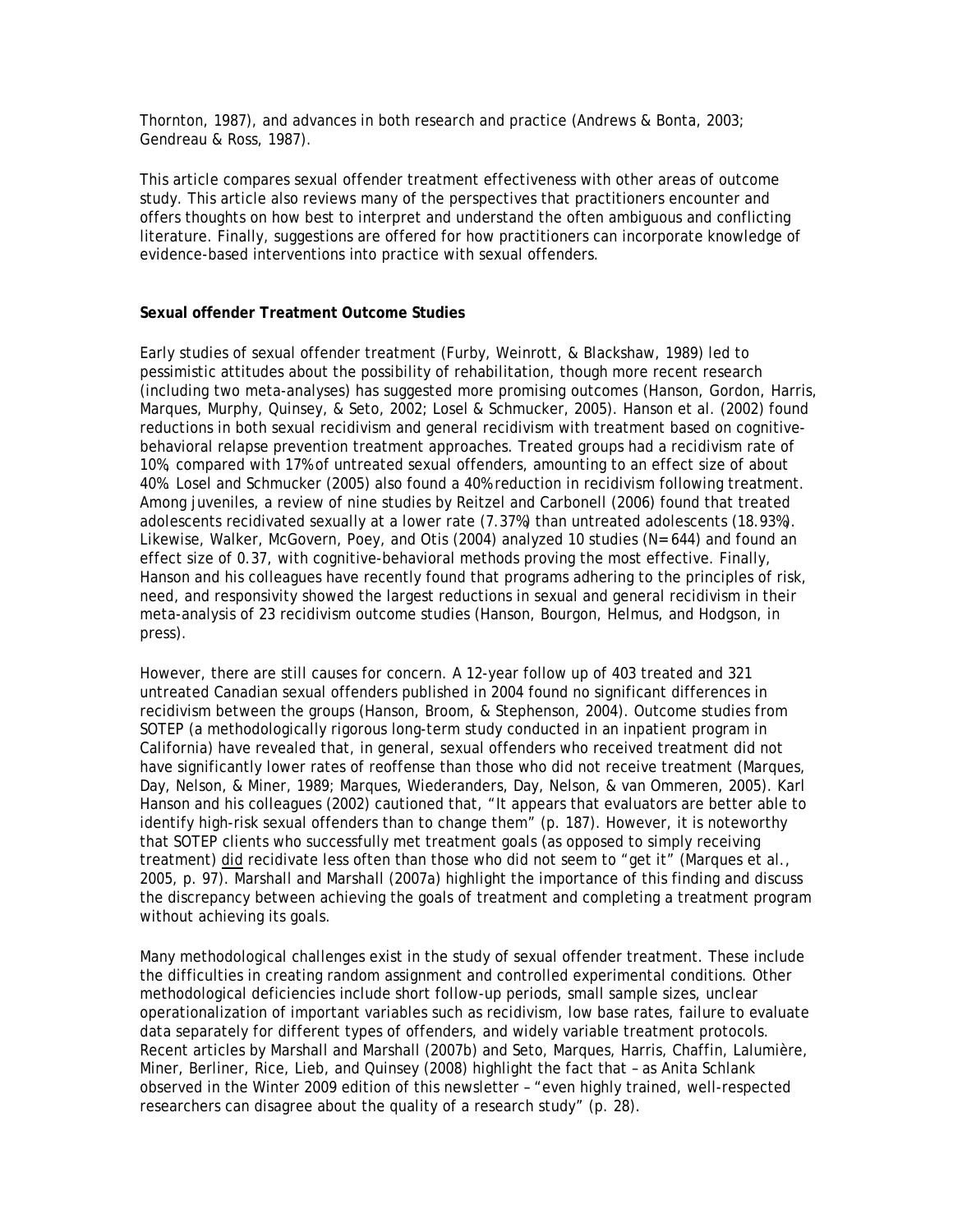Thornton, 1987), and advances in both research and practice (Andrews & Bonta, 2003; Gendreau & Ross, 1987).

This article compares sexual offender treatment effectiveness with other areas of outcome study. This article also reviews many of the perspectives that practitioners encounter and offers thoughts on how best to interpret and understand the often ambiguous and conflicting literature. Finally, suggestions are offered for how practitioners can incorporate knowledge of evidence-based interventions into practice with sexual offenders.

**Sexual offender Treatment Outcome Studies**

Early studies of sexual offender treatment (Furby, Weinrott, & Blackshaw, 1989) led to pessimistic attitudes about the possibility of rehabilitation, though more recent research (including two meta-analyses) has suggested more promising outcomes (Hanson, Gordon, Harris, Marques, Murphy, Quinsey, & Seto, 2002; Losel & Schmucker, 2005). Hanson et al. (2002) found reductions in both sexual recidivism and general recidivism with treatment based on cognitive-behavioral relapse prevention treatment approaches. Treated groups had a recidivism rate of 10%, compared with 17% of untreated sexual offenders, amounting to an effect size of about 40%. Losel and Schmucker (2005) also found a 40% reduction in recidivism following treatment. Among juveniles, a review of nine studies by Reitzel and Carbonell (2006) found that treated adolescents recidivated sexually at a lower rate (7.37%) than untreated adolescents (18.93%). Likewise, Walker, McGovern, Poey, and Otis (2004) analyzed 10 studies (N= 644) and found an effect size of 0.37, with cognitive-behavioral methods proving the most effective. Finally, Hanson and his colleagues have recently found that programs adhering to the principles of risk, need, and responsivity showed the largest reductions in sexual and general recidivism in their meta-analysis of 23 recidivism outcome studies (Hanson, Bourgon, Helmus, and Hodgson, in press).

However, there are still causes for concern. A 12-year follow up of 403 treated and 321 untreated Canadian sexual offenders published in 2004 found no significant differences in recidivism between the groups (Hanson, Broom, & Stephenson, 2004). Outcome studies from SOTEP (a methodologically rigorous long-term study conducted in an inpatient program in California) have revealed that, in general, sexual offenders who received treatment did not have significantly lower rates of reoffense than those who did not receive treatment (Marques, Day, Nelson, & Miner, 1989; Marques, Wiederanders, Day, Nelson, & van Ommeren, 2005). Karl Hanson and his colleagues (2002) cautioned that, "It appears that evaluators are better able to identify high-risk sexual offenders than to change them" (p. 187). However, it is noteworthy that SOTEP clients who successfully met treatment goals (as opposed to simply receiving treatment) did recidivate less often than those who did not seem to "get it" (Marques et al., 2005, p. 97). Marshall and Marshall (2007a) highlight the importance of this finding and discuss the discrepancy between achieving the goals of treatment and completing a treatment program without achieving its goals.

Many methodological challenges exist in the study of sexual offender treatment. These include the difficulties in creating random assignment and controlled experimental conditions. Other methodological deficiencies include short follow-up periods, small sample sizes, unclear operationalization of important variables such as recidivism, low base rates, failure to evaluate data separately for different types of offenders, and widely variable treatment protocols. Recent articles by Marshall and Marshall (2007b) and Seto, Marques, Harris, Chaffin, Lalumière, Miner, Berliner, Rice, Lieb, and Quinsey (2008) highlight the fact that – as Anita Schlank observed in the Winter 2009 edition of this newsletter – "even highly trained, well-respected researchers can disagree about the quality of a research study" (p. 28).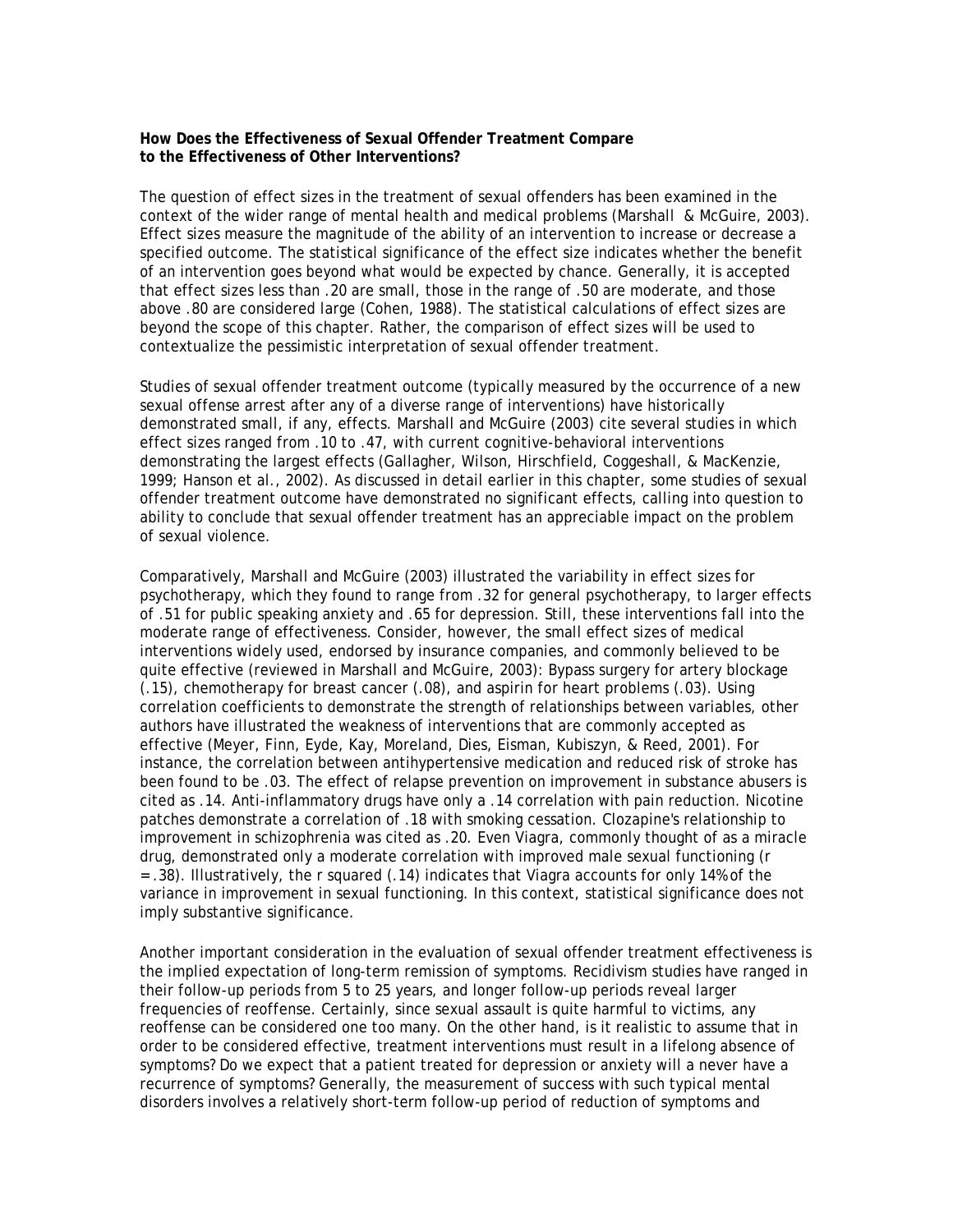**How Does the Effectiveness of Sexual Offender Treatment Compare to the Effectiveness of Other Interventions?**

The question of effect sizes in the treatment of sexual offenders has been examined in the context of the wider range of mental health and medical problems (Marshall & McGuire, 2003). Effect sizes measure the magnitude of the ability of an intervention to increase or decrease a specified outcome. The statistical significance of the effect size indicates whether the benefit of an intervention goes beyond what would be expected by chance. Generally, it is accepted that effect sizes less than .20 are small, those in the range of .50 are moderate, and those above .80 are considered large (Cohen, 1988). The statistical calculations of effect sizes are beyond the scope of this chapter. Rather, the comparison of effect sizes will be used to contextualize the pessimistic interpretation of sexual offender treatment.

Studies of sexual offender treatment outcome (typically measured by the occurrence of a new sexual offense arrest after any of a diverse range of interventions) have historically demonstrated small, if any, effects. Marshall and McGuire (2003) cite several studies in which effect sizes ranged from .10 to .47, with current cognitive-behavioral interventions demonstrating the largest effects (Gallagher, Wilson, Hirschfield, Coggeshall, & MacKenzie, 1999; Hanson et al., 2002). As discussed in detail earlier in this chapter, some studies of sexual offender treatment outcome have demonstrated no significant effects, calling into question to ability to conclude that sexual offender treatment has an appreciable impact on the problem of sexual violence.

Comparatively, Marshall and McGuire (2003) illustrated the variability in effect sizes for psychotherapy, which they found to range from .32 for general psychotherapy, to larger effects of .51 for public speaking anxiety and .65 for depression. Still, these interventions fall into the moderate range of effectiveness. Consider, however, the small effect sizes of medical interventions widely used, endorsed by insurance companies, and commonly believed to be quite effective (reviewed in Marshall and McGuire, 2003): Bypass surgery for artery blockage (.15), chemotherapy for breast cancer (.08), and aspirin for heart problems (.03). Using correlation coefficients to demonstrate the strength of relationships between variables, other authors have illustrated the weakness of interventions that are commonly accepted as effective (Meyer, Finn, Eyde, Kay, Moreland, Dies, Eisman, Kubiszyn, & Reed, 2001). For instance, the correlation between antihypertensive medication and reduced risk of stroke has been found to be .03. The effect of relapse prevention on improvement in substance abusers is cited as .14. Anti-inflammatory drugs have only a .14 correlation with pain reduction. Nicotine patches demonstrate a correlation of .18 with smoking cessation. Clozapine's relationship to improvement in schizophrenia was cited as .20. Even Viagra, commonly thought of as a miracle drug, demonstrated only a moderate correlation with improved male sexual functioning ($r = .38$). Illustratively, the r squared (.14) indicates that Viagra accounts for only 14% of the variance in improvement in sexual functioning. In this context, statistical significance does not imply substantive significance.

Another important consideration in the evaluation of sexual offender treatment effectiveness is the implied expectation of long-term remission of symptoms. Recidivism studies have ranged in their follow-up periods from 5 to 25 years, and longer follow-up periods reveal larger frequencies of reoffense. Certainly, since sexual assault is quite harmful to victims, any reoffense can be considered one too many. On the other hand, is it realistic to assume that in order to be considered effective, treatment interventions must result in a lifelong absence of symptoms? Do we expect that a patient treated for depression or anxiety will a never have a recurrence of symptoms? Generally, the measurement of success with such typical mental disorders involves a relatively short-term follow-up period of reduction of symptoms and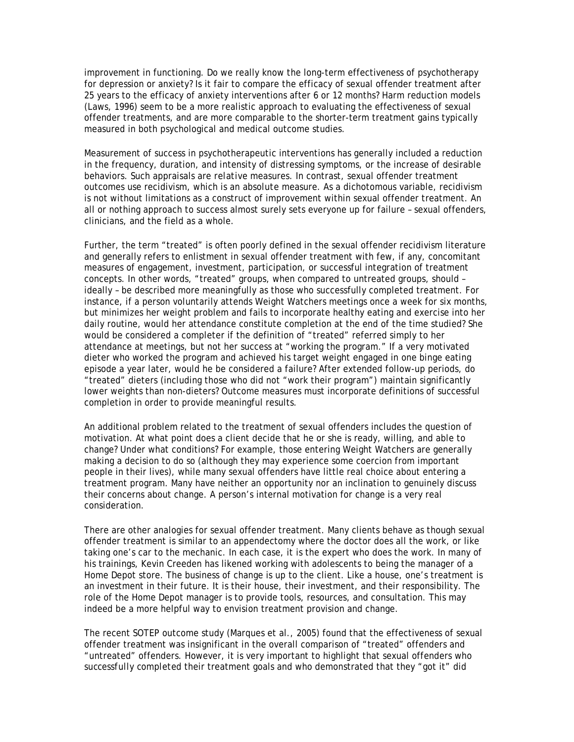improvement in functioning. Do we really know the long-term effectiveness of psychotherapy for depression or anxiety? Is it fair to compare the efficacy of sexual offender treatment after 25 years to the efficacy of anxiety interventions after 6 or 12 months? Harm reduction models (Laws, 1996) seem to be a more realistic approach to evaluating the effectiveness of sexual offender treatments, and are more comparable to the shorter-term treatment gains typically measured in both psychological and medical outcome studies.

Measurement of success in psychotherapeutic interventions has generally included a reduction in the frequency, duration, and intensity of distressing symptoms, or the increase of desirable behaviors. Such appraisals are *relative* measures. In contrast, sexual offender treatment outcomes use recidivism, which is an *absolute* measure. As a dichotomous variable, recidivism is not without limitations as a construct of improvement within sexual offender treatment. An all or nothing approach to success almost surely sets everyone up for failure – sexual offenders, clinicians, and the field as a whole.

Further, the term "treated" is often poorly defined in the sexual offender recidivism literature and generally refers to enlistment in sexual offender treatment with few, if any, concomitant measures of engagement, investment, participation, or successful integration of treatment concepts. In other words, "treated" groups, when compared to untreated groups, should – ideally – be described more meaningfully as those who successfully completed treatment. For instance, if a person voluntarily attends Weight Watchers meetings once a week for six months, but minimizes her weight problem and fails to incorporate healthy eating and exercise into her daily routine, would her attendance constitute completion at the end of the time studied? She would be considered a completer if the definition of "treated" referred simply to her attendance at meetings, but not her success at "working the program." If a very motivated dieter who worked the program and achieved his target weight engaged in one binge eating episode a year later, would he be considered a failure? After extended follow-up periods, do "treated" dieters (including those who did not "work their program") maintain significantly lower weights than non-dieters? Outcome measures must incorporate definitions of successful completion in order to provide meaningful results.

An additional problem related to the treatment of sexual offenders includes the question of motivation. At what point does a client decide that he or she is ready, willing, and able to change? Under what conditions? For example, those entering Weight Watchers are generally making a decision to do so (although they may experience some coercion from important people in their lives), while many sexual offenders have little real choice about entering a treatment program. Many have neither an opportunity nor an inclination to genuinely discuss their concerns about change. A person's internal motivation for change is a very real consideration.

There are other analogies for sexual offender treatment. Many clients behave as though sexual offender treatment is similar to an appendectomy where the doctor does all the work, or like taking one's car to the mechanic. In each case, it is the expert who does the work. In many of his trainings, Kevin Creeden has likened working with adolescents to being the manager of a Home Depot store. The business of change is up to the client. Like a house, one's treatment is an investment in their future. It is their house, their investment, and their responsibility. The role of the Home Depot manager is to provide tools, resources, and consultation. This may indeed be a more helpful way to envision treatment provision and change.

The recent SOTEP outcome study (Marques et al., 2005) found that the effectiveness of sexual offender treatment was insignificant in the overall comparison of "treated" offenders and "untreated" offenders. However, it is very important to highlight that sexual offenders who successfully completed their treatment goals and who demonstrated that they "got it" did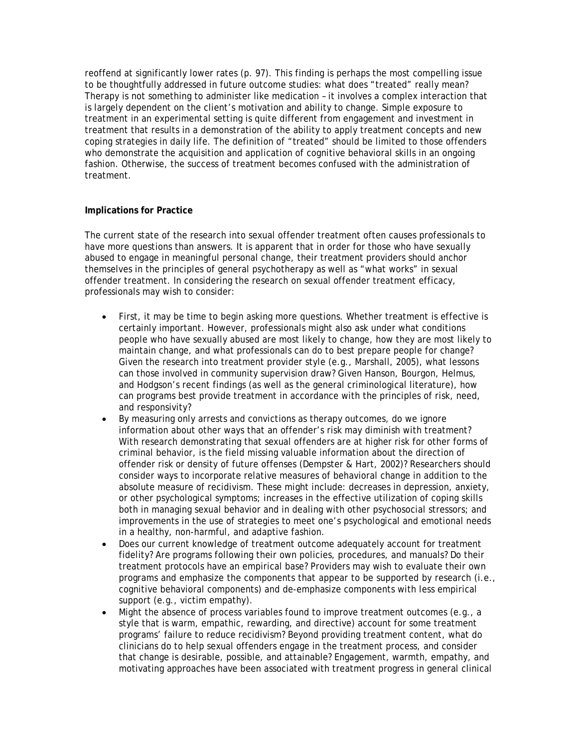reoffend at significantly lower rates (p. 97). This finding is perhaps the most compelling issue to be thoughtfully addressed in future outcome studies: what does "treated" really mean? Therapy is not something to administer like medication – it involves a complex interaction that is largely dependent on the client's motivation and ability to change. Simple exposure to treatment in an experimental setting is quite different from engagement and investment in treatment that results in a demonstration of the ability to apply treatment concepts and new coping strategies in daily life. The definition of "treated" should be limited to those offenders who demonstrate the acquisition and application of cognitive behavioral skills in an ongoing fashion. Otherwise, the success of treatment becomes confused with the administration of treatment.

**Implications for Practice**

The current state of the research into sexual offender treatment often causes professionals to have more questions than answers. It is apparent that in order for those who have sexually abused to engage in meaningful personal change, their treatment providers should anchor themselves in the principles of general psychotherapy as well as "what works" in sexual offender treatment. In considering the research on sexual offender treatment efficacy, professionals may wish to consider:

- First, it may be time to begin asking more questions. Whether treatment is effective is certainly important. However, professionals might also ask under what conditions people who have sexually abused are most likely to change, how they are most likely to maintain change, and what professionals can do to best prepare people for change? Given the research into treatment provider style (e.g., Marshall, 2005), what lessons can those involved in community supervision draw? Given Hanson, Bourgon, Helmus, and Hodgson's recent findings (as well as the general criminological literature), how can programs best provide treatment in accordance with the principles of risk, need, and responsivity?
- By measuring only arrests and convictions as therapy outcomes, do we ignore information about other ways that an offender's risk may diminish with treatment? With research demonstrating that sexual offenders are at higher risk for other forms of criminal behavior, is the field missing valuable information about the direction of offender risk or density of future offenses (Dempster & Hart, 2002)? Researchers should consider ways to incorporate relative measures of behavioral change in addition to the absolute measure of recidivism. These might include: decreases in depression, anxiety, or other psychological symptoms; increases in the effective utilization of coping skills both in managing sexual behavior and in dealing with other psychosocial stressors; and improvements in the use of strategies to meet one's psychological and emotional needs in a healthy, non-harmful, and adaptive fashion.
- Does our current knowledge of treatment outcome adequately account for treatment fidelity? Are programs following their own policies, procedures, and manuals? Do their treatment protocols have an empirical base? Providers may wish to evaluate their own programs and emphasize the components that appear to be supported by research (i.e., cognitive behavioral components) and de-emphasize components with less empirical support (e.g., victim empathy).
- Might the absence of process variables found to improve treatment outcomes (e.g., a style that is warm, empathic, rewarding, and directive) account for some treatment programs' failure to reduce recidivism? Beyond providing treatment content, what do clinicians do to help sexual offenders engage in the treatment process, and consider that change is desirable, possible, and attainable? Engagement, warmth, empathy, and motivating approaches have been associated with treatment progress in general clinical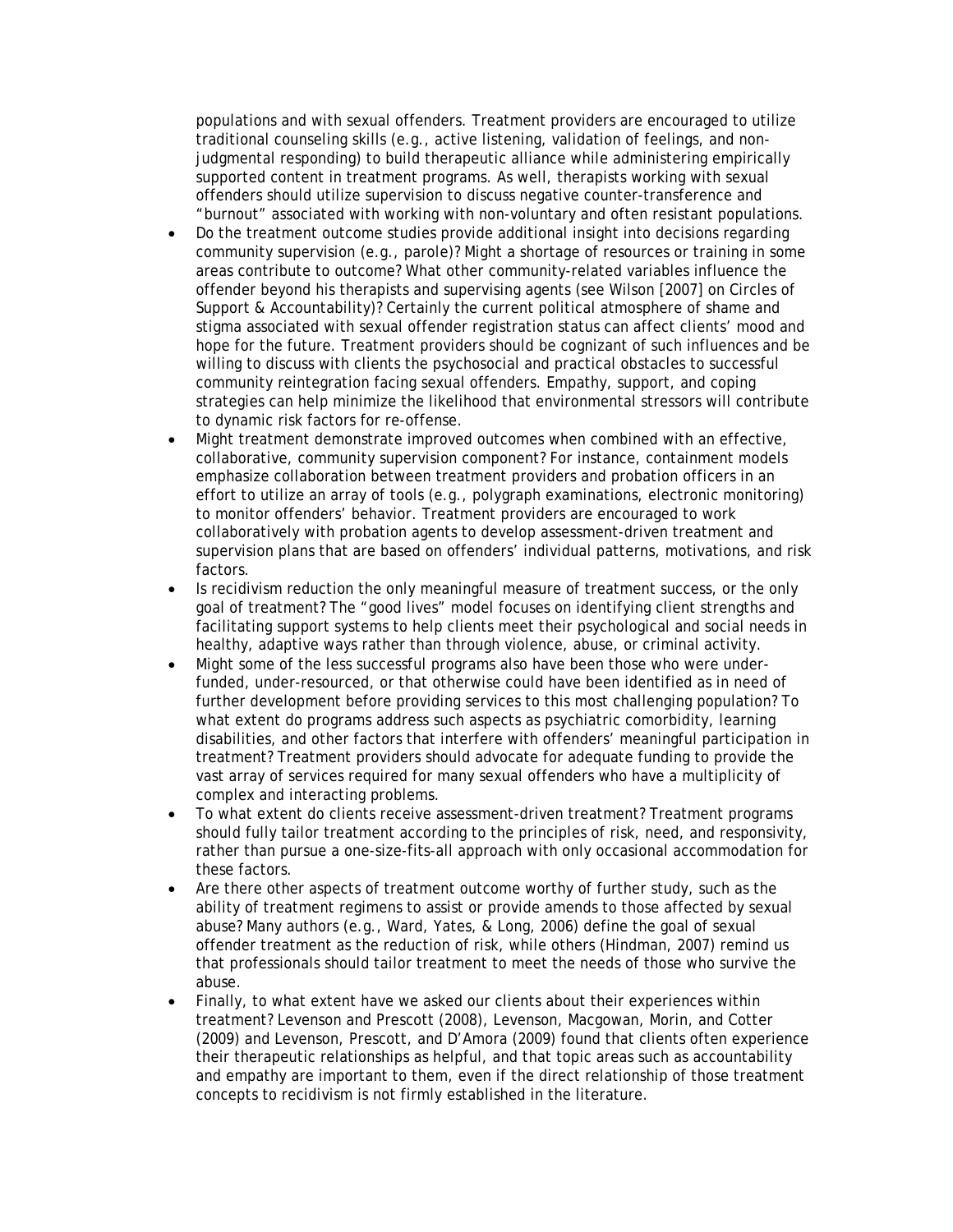populations and with sexual offenders. Treatment providers are encouraged to utilize traditional counseling skills (e.g., active listening, validation of feelings, and non-judgmental responding) to build therapeutic alliance while administering empirically supported content in treatment programs. As well, therapists working with sexual offenders should utilize supervision to discuss negative counter-transference and "burnout" associated with working with non-voluntary and often resistant populations.

- Do the treatment outcome studies provide additional insight into decisions regarding community supervision (e.g., parole)? Might a shortage of resources or training in some areas contribute to outcome? What other community-related variables influence the offender beyond his therapists and supervising agents (see Wilson [2007] on Circles of Support & Accountability)? Certainly the current political atmosphere of shame and stigma associated with sexual offender registration status can affect clients' mood and hope for the future. Treatment providers should be cognizant of such influences and be willing to discuss with clients the psychosocial and practical obstacles to successful community reintegration facing sexual offenders. Empathy, support, and coping strategies can help minimize the likelihood that environmental stressors will contribute to dynamic risk factors for re-offense.
- Might treatment demonstrate improved outcomes when combined with an effective, collaborative, community supervision component? For instance, containment models emphasize collaboration between treatment providers and probation officers in an effort to utilize an array of tools (e.g., polygraph examinations, electronic monitoring) to monitor offenders' behavior. Treatment providers are encouraged to work collaboratively with probation agents to develop assessment-driven treatment and supervision plans that are based on offenders' individual patterns, motivations, and risk factors.
- Is recidivism reduction the only meaningful measure of treatment success, or the only goal of treatment? The "good lives" model focuses on identifying client strengths and facilitating support systems to help clients meet their psychological and social needs in healthy, adaptive ways rather than through violence, abuse, or criminal activity.
- Might some of the less successful programs also have been those who were under-funded, under-resourced, or that otherwise could have been identified as in need of further development before providing services to this most challenging population? To what extent do programs address such aspects as psychiatric comorbidity, learning disabilities, and other factors that interfere with offenders' meaningful participation in treatment? Treatment providers should advocate for adequate funding to provide the vast array of services required for many sexual offenders who have a multiplicity of complex and interacting problems.
- To what extent do clients receive assessment-driven treatment? Treatment programs should fully tailor treatment according to the principles of risk, need, and responsivity, rather than pursue a one-size-fits-all approach with only occasional accommodation for these factors.
- Are there other aspects of treatment outcome worthy of further study, such as the ability of treatment regimens to assist or provide amends to those affected by sexual abuse? Many authors (e.g., Ward, Yates, & Long, 2006) define the goal of sexual offender treatment as the reduction of risk, while others (Hindman, 2007) remind us that professionals should tailor treatment to meet the needs of those who survive the abuse.
- Finally, to what extent have we asked our clients about their experiences within treatment? Levenson and Prescott (2008), Levenson, Macgowan, Morin, and Cotter (2009) and Levenson, Prescott, and D'Amora (2009) found that clients often experience their therapeutic relationships as helpful, and that topic areas such as accountability and empathy are important to them, even if the direct relationship of those treatment concepts to recidivism is not firmly established in the literature.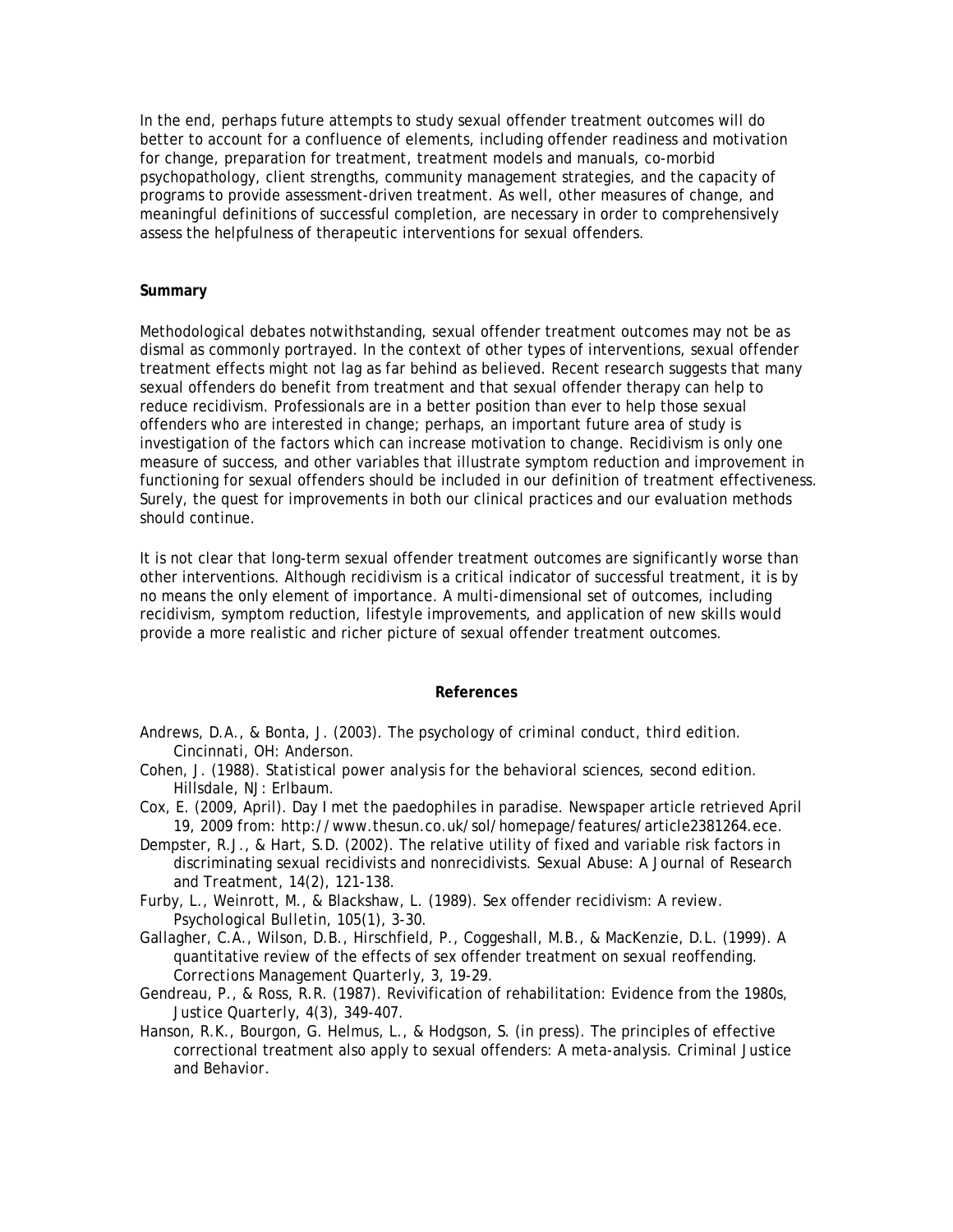In the end, perhaps future attempts to study sexual offender treatment outcomes will do better to account for a confluence of elements, including offender readiness and motivation for change, preparation for treatment, treatment models and manuals, co-morbid psychopathology, client strengths, community management strategies, and the capacity of programs to provide assessment-driven treatment. As well, other measures of change, and meaningful definitions of successful completion, are necessary in order to comprehensively assess the helpfulness of therapeutic interventions for sexual offenders.

**Summary**

Methodological debates notwithstanding, sexual offender treatment outcomes may not be as dismal as commonly portrayed. In the context of other types of interventions, sexual offender treatment effects might not lag as far behind as believed. Recent research suggests that many sexual offenders do benefit from treatment and that sexual offender therapy can help to reduce recidivism. Professionals are in a better position than ever to help those sexual offenders who are interested in change; perhaps, an important future area of study is investigation of the factors which can increase motivation to change. Recidivism is only one measure of success, and other variables that illustrate symptom reduction and improvement in functioning for sexual offenders should be included in our definition of treatment effectiveness. Surely, the quest for improvements in both our clinical practices and our evaluation methods should continue.

It is not clear that long-term sexual offender treatment outcomes are significantly worse than other interventions. Although recidivism is a critical indicator of successful treatment, it is by no means the only element of importance. A multi-dimensional set of outcomes, including recidivism, symptom reduction, lifestyle improvements, and application of new skills would provide a more realistic and richer picture of sexual offender treatment outcomes.

**References**

Andrews, D.A., & Bonta, J. (2003). *The psychology of criminal conduct, third edition.* Cincinnati, OH: Anderson.

Cohen, J. (1988). *Statistical power analysis for the behavioral sciences, second edition.* Hillsdale, NJ: Erlbaum.

Cox, E. (2009, April). Day I met the paedophiles in paradise. Newspaper article retrieved April 19, 2009 from: http://www.thesun.co.uk/sol/homepage/features/article2381264.ece.

Dempster, R.J., & Hart, S.D. (2002). The relative utility of fixed and variable risk factors in discriminating sexual recidivists and nonrecidivists. *Sexual Abuse: A Journal of Research and Treatment, 14*(2), 121-138.

Furby, L., Weinrott, M., & Blackshaw, L. (1989). Sex offender recidivism: A review. *Psychological Bulletin, 105*(1), 3-30.

Gallagher, C.A., Wilson, D.B., Hirschfield, P., Coggeshall, M.B., & MacKenzie, D.L. (1999). A quantitative review of the effects of sex offender treatment on sexual reoffending. *Corrections Management Quarterly, 3*, 19-29.

Gendreau, P., & Ross, R.R. (1987). Revivification of rehabilitation: Evidence from the 1980s, *Justice Quarterly, 4*(3), 349-407.

Hanson, R.K., Bourgon, G. Helmus, L., & Hodgson, S. (in press). The principles of effective correctional treatment also apply to sexual offenders: A meta-analysis. *Criminal Justice and Behavior.*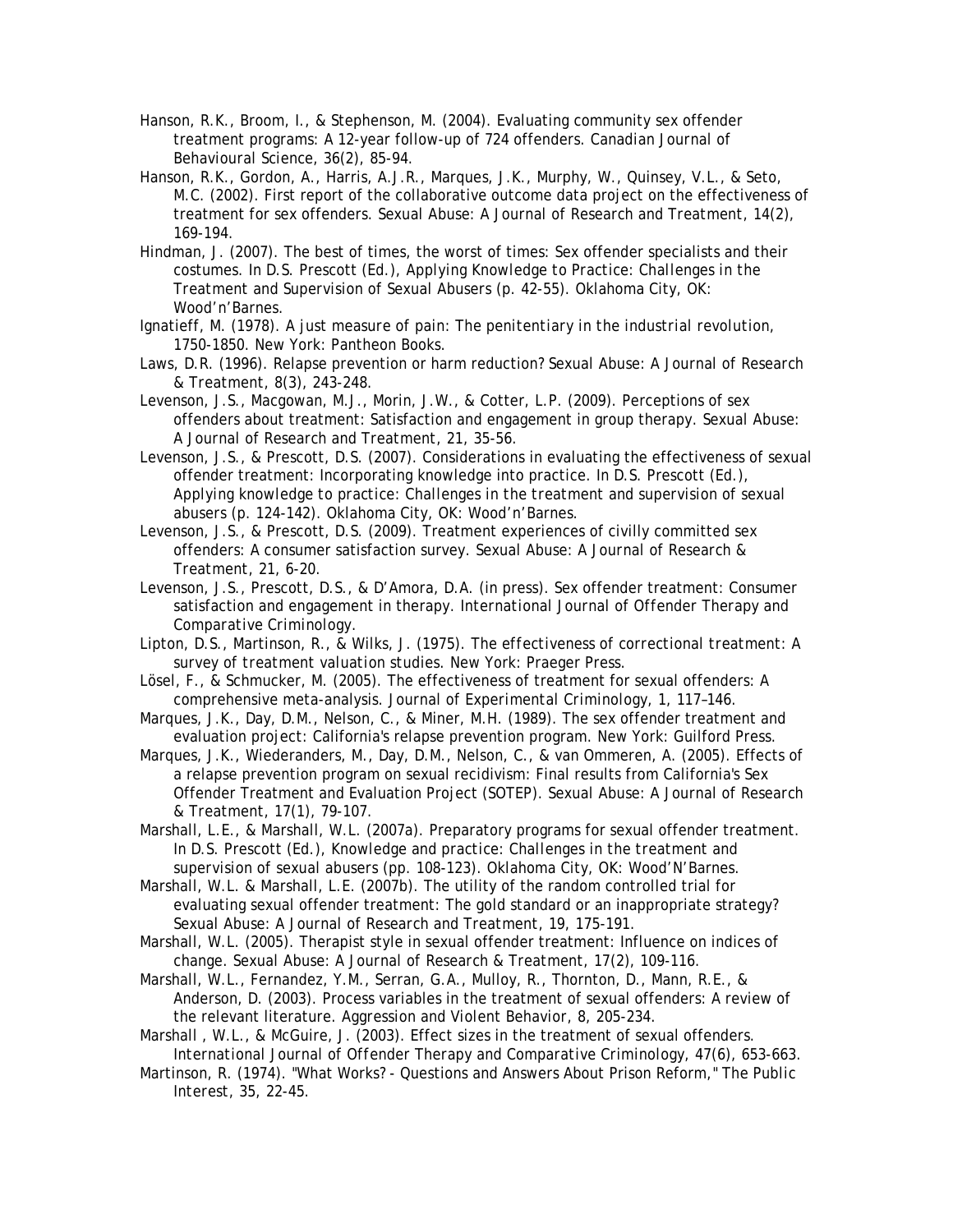Hanson, R.K., Broom, I., & Stephenson, M. (2004). Evaluating community sex offender treatment programs: A 12-year follow-up of 724 offenders. *Canadian Journal of Behavioural Science, 36*(2), 85-94.

Hanson, R.K., Gordon, A., Harris, A.J.R., Marques, J.K., Murphy, W., Quinsey, V.L., & Seto, M.C. (2002). First report of the collaborative outcome data project on the effectiveness of treatment for sex offenders. *Sexual Abuse: A Journal of Research and Treatment, 14*(2), 169-194.

Hindman, J. (2007). The best of times, the worst of times: Sex offender specialists and their costumes. In D.S. Prescott (Ed.), *Applying Knowledge to Practice: Challenges in the Treatment and Supervision of Sexual Abusers* (p. 42-55). Oklahoma City, OK: Wood'n'Barnes.

Ignatieff, M. (1978). *A just measure of pain: The penitentiary in the industrial revolution, 1750-1850.* New York: Pantheon Books.

Laws, D.R. (1996). Relapse prevention or harm reduction? *Sexual Abuse: A Journal of Research & Treatment, 8*(3), 243-248.

Levenson, J.S., Macgowan, M.J., Morin, J.W., & Cotter, L.P. (2009). Perceptions of sex offenders about treatment: Satisfaction and engagement in group therapy. *Sexual Abuse: A Journal of Research and Treatment, 21*, 35-56.

Levenson, J.S., & Prescott, D.S. (2007). Considerations in evaluating the effectiveness of sexual offender treatment: Incorporating knowledge into practice. In D.S. Prescott (Ed.), *Applying knowledge to practice: Challenges in the treatment and supervision of sexual abusers* (p. 124-142). Oklahoma City, OK: Wood'n'Barnes.

Levenson, J.S., & Prescott, D.S. (2009). Treatment experiences of civilly committed sex offenders: A consumer satisfaction survey. *Sexual Abuse: A Journal of Research & Treatment, 21*, 6-20.

Levenson, J.S., Prescott, D.S., & D'Amora, D.A. (in press). Sex offender treatment: Consumer satisfaction and engagement in therapy. *International Journal of Offender Therapy and Comparative Criminology.*

Lipton, D.S., Martinson, R., & Wilks, J. (1975). *The effectiveness of correctional treatment: A survey of treatment valuation studies.* New York: Praeger Press.

Lösel, F., & Schmucker, M. (2005). The effectiveness of treatment for sexual offenders: A comprehensive meta-analysis. *Journal of Experimental Criminology, 1*, 117–146.

Marques, J.K., Day, D.M., Nelson, C., & Miner, M.H. (1989). *The sex offender treatment and evaluation project: California's relapse prevention program.* New York: Guilford Press.

Marques, J.K., Wiederanders, M., Day, D.M., Nelson, C., & van Ommeren, A. (2005). Effects of a relapse prevention program on sexual recidivism: Final results from California's Sex Offender Treatment and Evaluation Project (SOTEP). *Sexual Abuse: A Journal of Research & Treatment, 17*(1), 79-107.

Marshall, L.E., & Marshall, W.L. (2007a). Preparatory programs for sexual offender treatment. In D.S. Prescott (Ed.), *Knowledge and practice: Challenges in the treatment and supervision of sexual abusers* (pp. 108-123). Oklahoma City, OK: Wood'N'Barnes.

Marshall, W.L. & Marshall, L.E. (2007b). The utility of the random controlled trial for evaluating sexual offender treatment: The gold standard or an inappropriate strategy? *Sexual Abuse: A Journal of Research and Treatment, 19*, 175-191.

Marshall, W.L. (2005). Therapist style in sexual offender treatment: Influence on indices of change. *Sexual Abuse: A Journal of Research & Treatment, 17*(2), 109-116.

Marshall, W.L., Fernandez, Y.M., Serran, G.A., Mulloy, R., Thornton, D., Mann, R.E., & Anderson, D. (2003). Process variables in the treatment of sexual offenders: A review of the relevant literature. *Aggression and Violent Behavior, 8*, 205-234.

Marshall , W.L., & McGuire, J. (2003). Effect sizes in the treatment of sexual offenders. *International Journal of Offender Therapy and Comparative Criminology, 47*(6), 653-663.

Martinson, R. (1974). "What Works? - Questions and Answers About Prison Reform," *The Public Interest, 35*, 22-45.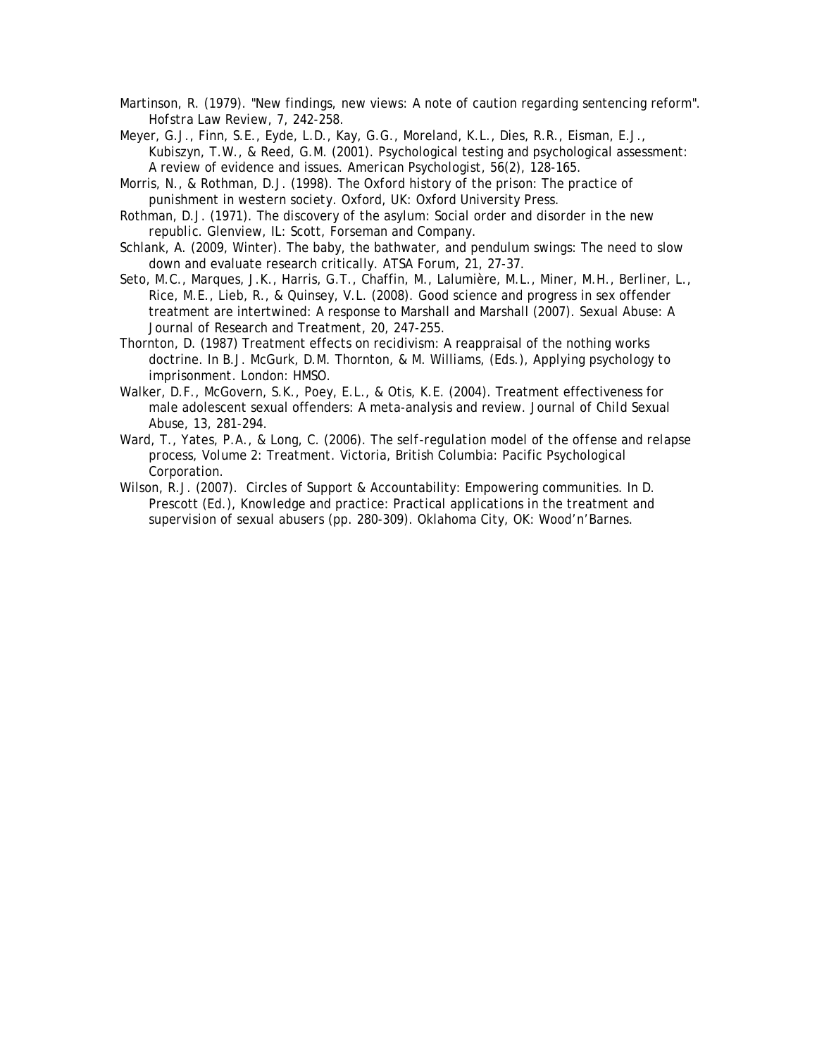Martinson, R. (1979). "New findings, new views: A note of caution regarding sentencing reform". *Hofstra Law Review*, 7, 242-258.

Meyer, G.J., Finn, S.E., Eyde, L.D., Kay, G.G., Moreland, K.L., Dies, R.R., Eisman, E.J., Kubiszyn, T.W., & Reed, G.M. (2001). Psychological testing and psychological assessment: A review of evidence and issues. *American Psychologist*, 56(2), 128-165.

Morris, N., & Rothman, D.J. (1998). *The Oxford history of the prison: The practice of punishment in western society*. Oxford, UK: Oxford University Press.

Rothman, D.J. (1971). *The discovery of the asylum: Social order and disorder in the new republic*. Glenview, IL: Scott, Forseman and Company.

Schlank, A. (2009, Winter). The baby, the bathwater, and pendulum swings: The need to slow down and evaluate research critically. *ATSA Forum*, 21, 27-37.

Seto, M.C., Marques, J.K., Harris, G.T., Chaffin, M., Lalumière, M.L., Miner, M.H., Berliner, L., Rice, M.E., Lieb, R., & Quinsey, V.L. (2008). Good science and progress in sex offender treatment are intertwined: A response to Marshall and Marshall (2007). *Sexual Abuse: A Journal of Research and Treatment*, 20, 247-255.

Thornton, D. (1987) Treatment effects on recidivism: A reappraisal of the nothing works doctrine. In B.J. McGurk, D.M. Thornton, & M. Williams, (Eds.), *Applying psychology to imprisonment*. London: HMSO.

Walker, D.F., McGovern, S.K., Poey, E.L., & Otis, K.E. (2004). Treatment effectiveness for male adolescent sexual offenders: A meta-analysis and review. *Journal of Child Sexual Abuse*, 13, 281-294.

Ward, T., Yates, P.A., & Long, C. (2006). *The self-regulation model of the offense and relapse process, Volume 2: Treatment*. Victoria, British Columbia: Pacific Psychological Corporation.

Wilson, R.J. (2007). Circles of Support & Accountability: Empowering communities. In D. Prescott (Ed.), *Knowledge and practice: Practical applications in the treatment and supervision of sexual abusers* (pp. 280-309). Oklahoma City, OK: Wood'n'Barnes.